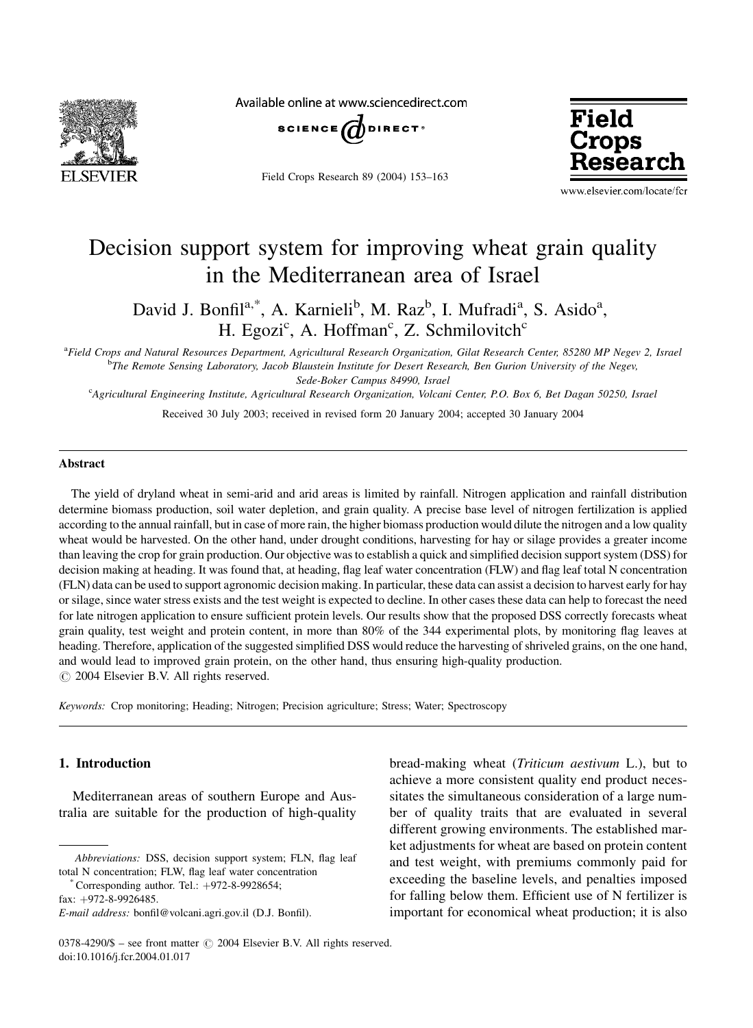# Decision support system for improving wheat grain quality in the Mediterranean area of Israel

David J. Bonfil[a,*], A. Karnieli[b], M. Raz[b], I. Mufradi[a], S. Asido[a], H. Egozi[c], A. Hoffman[c], Z. Schmilovitch[c]

[a]Field Crops and Natural Resources Department, Agricultural Research Organization, Gilat Research Center, 85280 MP Negev 2, Israel
[b]The Remote Sensing Laboratory, Jacob Blaustein Institute for Desert Research, Ben Gurion University of the Negev, Sede-Boker Campus 84990, Israel
[c]Agricultural Engineering Institute, Agricultural Research Organization, Volcani Center, P.O. Box 6, Bet Dagan 50250, Israel

Received 30 July 2003; received in revised form 20 January 2004; accepted 30 January 2004

## Abstract

The yield of dryland wheat in semi-arid and arid areas is limited by rainfall. Nitrogen application and rainfall distribution determine biomass production, soil water depletion, and grain quality. A precise base level of nitrogen fertilization is applied according to the annual rainfall, but in case of more rain, the higher biomass production would dilute the nitrogen and a low quality wheat would be harvested. On the other hand, under drought conditions, harvesting for hay or silage provides a greater income than leaving the crop for grain production. Our objective was to establish a quick and simplified decision support system (DSS) for decision making at heading. It was found that, at heading, flag leaf water concentration (FLW) and flag leaf total N concentration (FLN) data can be used to support agronomic decision making. In particular, these data can assist a decision to harvest early for hay or silage, since water stress exists and the test weight is expected to decline. In other cases these data can help to forecast the need for late nitrogen application to ensure sufficient protein levels. Our results show that the proposed DSS correctly forecasts wheat grain quality, test weight and protein content, in more than 80% of the 344 experimental plots, by monitoring flag leaves at heading. Therefore, application of the suggested simplified DSS would reduce the harvesting of shriveled grains, on the one hand, and would lead to improved grain protein, on the other hand, thus ensuring high-quality production.
© 2004 Elsevier B.V. All rights reserved.

*Keywords:* Crop monitoring; Heading; Nitrogen; Precision agriculture; Stress; Water; Spectroscopy

## 1. Introduction

Mediterranean areas of southern Europe and Australia are suitable for the production of high-quality bread-making wheat (*Triticum aestivum* L.), but to achieve a more consistent quality end product necessitates the simultaneous consideration of a large number of quality traits that are evaluated in several different growing environments. The established market adjustments for wheat are based on protein content and test weight, with premiums commonly paid for exceeding the baseline levels, and penalties imposed for falling below them. Efficient use of N fertilizer is important for economical wheat production; it is also

*Abbreviations:* DSS, decision support system; FLN, flag leaf total N concentration; FLW, flag leaf water concentration

* Corresponding author. Tel.: +972-8-9928654; fax: +972-8-9926485.
*E-mail address:* bonfil@volcani.agri.gov.il (D.J. Bonfil).

0378-4290/$ – see front matter © 2004 Elsevier B.V. All rights reserved.
doi:10.1016/j.fcr.2004.01.017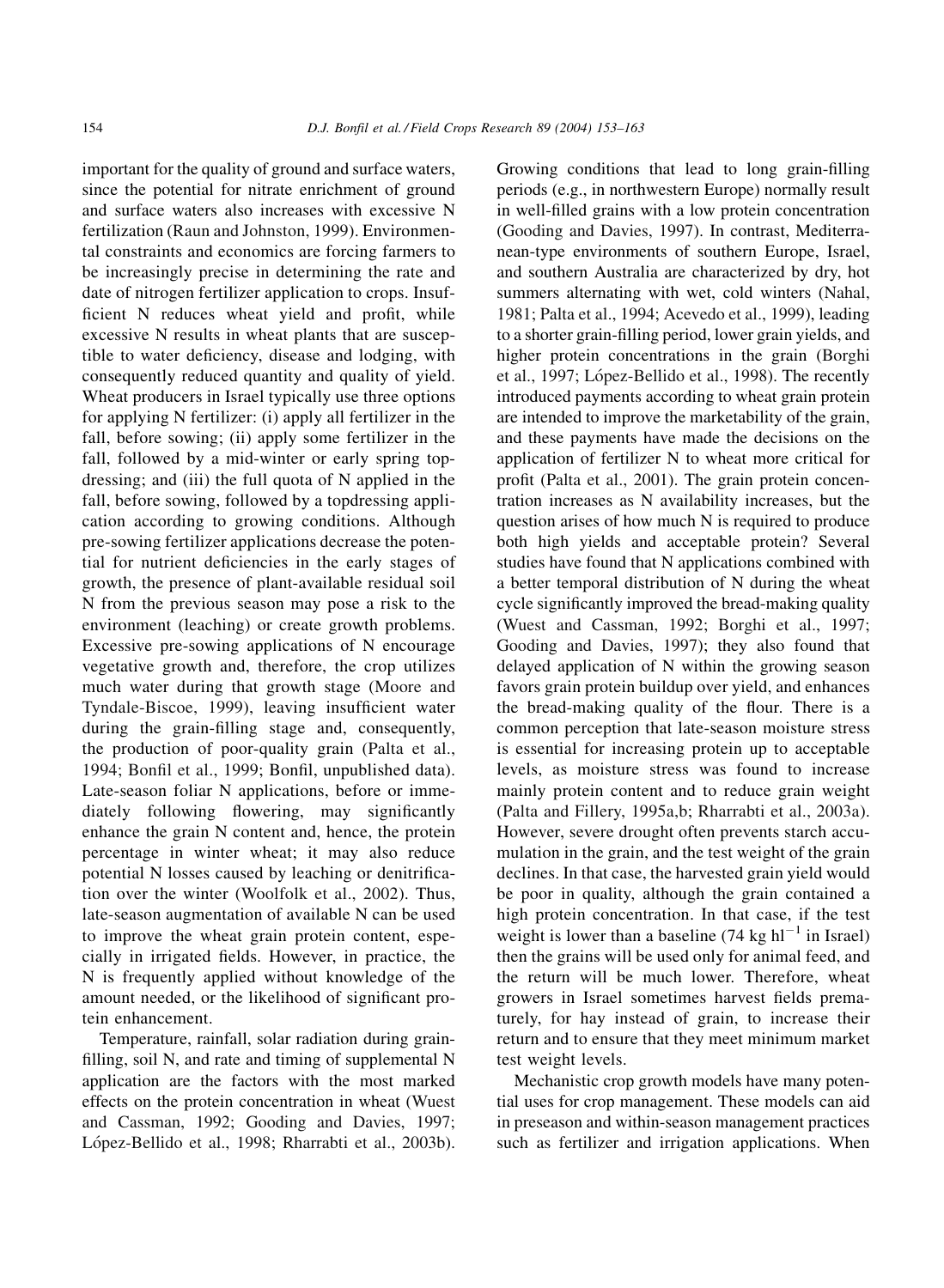important for the quality of ground and surface waters, since the potential for nitrate enrichment of ground and surface waters also increases with excessive N fertilization (Raun and Johnston, 1999). Environmental constraints and economics are forcing farmers to be increasingly precise in determining the rate and date of nitrogen fertilizer application to crops. Insufficient N reduces wheat yield and profit, while excessive N results in wheat plants that are susceptible to water deficiency, disease and lodging, with consequently reduced quantity and quality of yield. Wheat producers in Israel typically use three options for applying N fertilizer: (i) apply all fertilizer in the fall, before sowing; (ii) apply some fertilizer in the fall, followed by a mid-winter or early spring topdressing; and (iii) the full quota of N applied in the fall, before sowing, followed by a topdressing application according to growing conditions. Although pre-sowing fertilizer applications decrease the potential for nutrient deficiencies in the early stages of growth, the presence of plant-available residual soil N from the previous season may pose a risk to the environment (leaching) or create growth problems. Excessive pre-sowing applications of N encourage vegetative growth and, therefore, the crop utilizes much water during that growth stage (Moore and Tyndale-Biscoe, 1999), leaving insufficient water during the grain-filling stage and, consequently, the production of poor-quality grain (Palta et al., 1994; Bonfil et al., 1999; Bonfil, unpublished data). Late-season foliar N applications, before or immediately following flowering, may significantly enhance the grain N content and, hence, the protein percentage in winter wheat; it may also reduce potential N losses caused by leaching or denitrification over the winter (Woolfolk et al., 2002). Thus, late-season augmentation of available N can be used to improve the wheat grain protein content, especially in irrigated fields. However, in practice, the N is frequently applied without knowledge of the amount needed, or the likelihood of significant protein enhancement.

Temperature, rainfall, solar radiation during grain-filling, soil N, and rate and timing of supplemental N application are the factors with the most marked effects on the protein concentration in wheat (Wuest and Cassman, 1992; Gooding and Davies, 1997; López-Bellido et al., 1998; Rharrabti et al., 2003b). Growing conditions that lead to long grain-filling periods (e.g., in northwestern Europe) normally result in well-filled grains with a low protein concentration (Gooding and Davies, 1997). In contrast, Mediterranean-type environments of southern Europe, Israel, and southern Australia are characterized by dry, hot summers alternating with wet, cold winters (Nahal, 1981; Palta et al., 1994; Acevedo et al., 1999), leading to a shorter grain-filling period, lower grain yields, and higher protein concentrations in the grain (Borghi et al., 1997; López-Bellido et al., 1998). The recently introduced payments according to wheat grain protein are intended to improve the marketability of the grain, and these payments have made the decisions on the application of fertilizer N to wheat more critical for profit (Palta et al., 2001). The grain protein concentration increases as N availability increases, but the question arises of how much N is required to produce both high yields and acceptable protein? Several studies have found that N applications combined with a better temporal distribution of N during the wheat cycle significantly improved the bread-making quality (Wuest and Cassman, 1992; Borghi et al., 1997; Gooding and Davies, 1997); they also found that delayed application of N within the growing season favors grain protein buildup over yield, and enhances the bread-making quality of the flour. There is a common perception that late-season moisture stress is essential for increasing protein up to acceptable levels, as moisture stress was found to increase mainly protein content and to reduce grain weight (Palta and Fillery, 1995a,b; Rharrabti et al., 2003a). However, severe drought often prevents starch accumulation in the grain, and the test weight of the grain declines. In that case, the harvested grain yield would be poor in quality, although the grain contained a high protein concentration. In that case, if the test weight is lower than a baseline (74 kg $hl^{-1}$ in Israel) then the grains will be used only for animal feed, and the return will be much lower. Therefore, wheat growers in Israel sometimes harvest fields prematurely, for hay instead of grain, to increase their return and to ensure that they meet minimum market test weight levels.

Mechanistic crop growth models have many potential uses for crop management. These models can aid in preseason and within-season management practices such as fertilizer and irrigation applications. When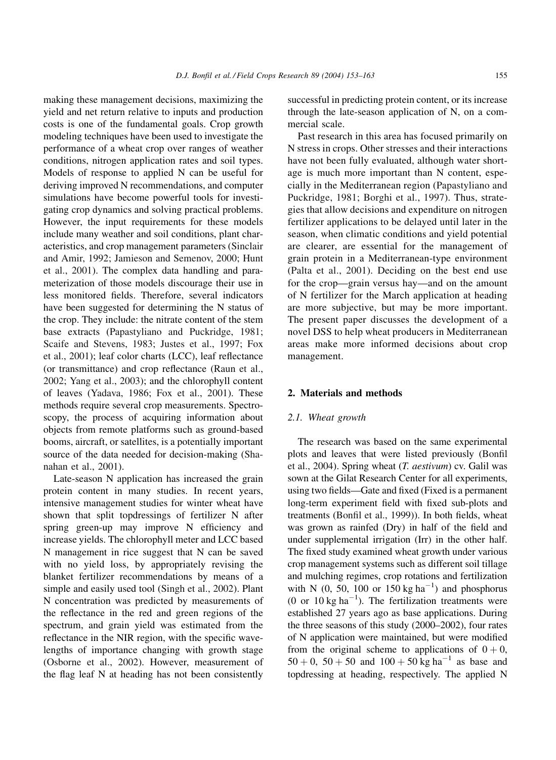making these management decisions, maximizing the yield and net return relative to inputs and production costs is one of the fundamental goals. Crop growth modeling techniques have been used to investigate the performance of a wheat crop over ranges of weather conditions, nitrogen application rates and soil types. Models of response to applied N can be useful for deriving improved N recommendations, and computer simulations have become powerful tools for investigating crop dynamics and solving practical problems. However, the input requirements for these models include many weather and soil conditions, plant characteristics, and crop management parameters (Sinclair and Amir, 1992; Jamieson and Semenov, 2000; Hunt et al., 2001). The complex data handling and parameterization of those models discourage their use in less monitored fields. Therefore, several indicators have been suggested for determining the N status of the crop. They include: the nitrate content of the stem base extracts (Papastyliano and Puckridge, 1981; Scaife and Stevens, 1983; Justes et al., 1997; Fox et al., 2001); leaf color charts (LCC), leaf reflectance (or transmittance) and crop reflectance (Raun et al., 2002; Yang et al., 2003); and the chlorophyll content of leaves (Yadava, 1986; Fox et al., 2001). These methods require several crop measurements. Spectroscopy, the process of acquiring information about objects from remote platforms such as ground-based booms, aircraft, or satellites, is a potentially important source of the data needed for decision-making (Shanahan et al., 2001).

Late-season N application has increased the grain protein content in many studies. In recent years, intensive management studies for winter wheat have shown that split topdressings of fertilizer N after spring green-up may improve N efficiency and increase yields. The chlorophyll meter and LCC based N management in rice suggest that N can be saved with no yield loss, by appropriately revising the blanket fertilizer recommendations by means of a simple and easily used tool (Singh et al., 2002). Plant N concentration was predicted by measurements of the reflectance in the red and green regions of the spectrum, and grain yield was estimated from the reflectance in the NIR region, with the specific wavelengths of importance changing with growth stage (Osborne et al., 2002). However, measurement of the flag leaf N at heading has not been consistently successful in predicting protein content, or its increase through the late-season application of N, on a commercial scale.

Past research in this area has focused primarily on N stress in crops. Other stresses and their interactions have not been fully evaluated, although water shortage is much more important than N content, especially in the Mediterranean region (Papastyliano and Puckridge, 1981; Borghi et al., 1997). Thus, strategies that allow decisions and expenditure on nitrogen fertilizer applications to be delayed until later in the season, when climatic conditions and yield potential are clearer, are essential for the management of grain protein in a Mediterranean-type environment (Palta et al., 2001). Deciding on the best end use for the crop—grain versus hay—and on the amount of N fertilizer for the March application at heading are more subjective, but may be more important. The present paper discusses the development of a novel DSS to help wheat producers in Mediterranean areas make more informed decisions about crop management.

## 2. Materials and methods

### 2.1. Wheat growth

The research was based on the same experimental plots and leaves that were listed previously (Bonfil et al., 2004). Spring wheat (*T. aestivum*) cv. Galil was sown at the Gilat Research Center for all experiments, using two fields—Gate and fixed (Fixed is a permanent long-term experiment field with fixed sub-plots and treatments (Bonfil et al., 1999)). In both fields, wheat was grown as rainfed (Dry) in half of the field and under supplemental irrigation (Irr) in the other half. The fixed study examined wheat growth under various crop management systems such as different soil tillage and mulching regimes, crop rotations and fertilization with N (0, 50, 100 or 150 kg $ha^{-1}$) and phosphorus (0 or 10 kg $ha^{-1}$). The fertilization treatments were established 27 years ago as base applications. During the three seasons of this study (2000–2002), four rates of N application were maintained, but were modified from the original scheme to applications of $0 + 0$, $50 + 0$, $50 + 50$ and $100 + 50$ kg $ha^{-1}$ as base and topdressing at heading, respectively. The applied N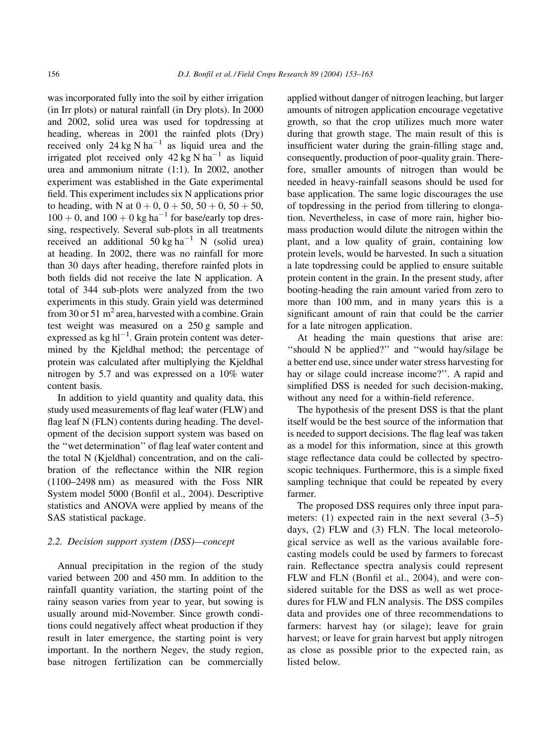was incorporated fully into the soil by either irrigation (in Irr plots) or natural rainfall (in Dry plots). In 2000 and 2002, solid urea was used for topdressing at heading, whereas in 2001 the rainfed plots (Dry) received only $24\ \mathrm{kg\ N\ ha^{-1}}$ as liquid urea and the irrigated plot received only $42\ \mathrm{kg\ N\ ha^{-1}}$ as liquid urea and ammonium nitrate (1:1). In 2002, another experiment was established in the Gate experimental field. This experiment includes six N applications prior to heading, with N at $0 + 0$, $0 + 50$, $50 + 0$, $50 + 50$, $100 + 0$, and $100 + 0\ \mathrm{kg\ ha^{-1}}$ for base/early top dressing, respectively. Several sub-plots in all treatments received an additional $50\ \mathrm{kg\ ha^{-1}}$ N (solid urea) at heading. In 2002, there was no rainfall for more than 30 days after heading, therefore rainfed plots in both fields did not receive the late N application. A total of 344 sub-plots were analyzed from the two experiments in this study. Grain yield was determined from 30 or 51 $\mathrm{m^2}$ area, harvested with a combine. Grain test weight was measured on a 250 g sample and expressed as $\mathrm{kg\ hl^{-1}}$. Grain protein content was determined by the Kjeldhal method; the percentage of protein was calculated after multiplying the Kjeldhal nitrogen by 5.7 and was expressed on a 10% water content basis.

In addition to yield quantity and quality data, this study used measurements of flag leaf water (FLW) and flag leaf N (FLN) contents during heading. The development of the decision support system was based on the "wet determination" of flag leaf water content and the total N (Kjeldhal) concentration, and on the calibration of the reflectance within the NIR region (1100–2498 nm) as measured with the Foss NIR System model 5000 (Bonfil et al., 2004). Descriptive statistics and ANOVA were applied by means of the SAS statistical package.

### 2.2. Decision support system (DSS)—concept

Annual precipitation in the region of the study varied between 200 and 450 mm. In addition to the rainfall quantity variation, the starting point of the rainy season varies from year to year, but sowing is usually around mid-November. Since growth conditions could negatively affect wheat production if they result in later emergence, the starting point is very important. In the northern Negev, the study region, base nitrogen fertilization can be commercially applied without danger of nitrogen leaching, but larger amounts of nitrogen application encourage vegetative growth, so that the crop utilizes much more water during that growth stage. The main result of this is insufficient water during the grain-filling stage and, consequently, production of poor-quality grain. Therefore, smaller amounts of nitrogen than would be needed in heavy-rainfall seasons should be used for base application. The same logic discourages the use of topdressing in the period from tillering to elongation. Nevertheless, in case of more rain, higher biomass production would dilute the nitrogen within the plant, and a low quality of grain, containing low protein levels, would be harvested. In such a situation a late topdressing could be applied to ensure suitable protein content in the grain. In the present study, after booting-heading the rain amount varied from zero to more than 100 mm, and in many years this is a significant amount of rain that could be the carrier for a late nitrogen application.

At heading the main questions that arise are: "should N be applied?" and "would hay/silage be a better end use, since under water stress harvesting for hay or silage could increase income?". A rapid and simplified DSS is needed for such decision-making, without any need for a within-field reference.

The hypothesis of the present DSS is that the plant itself would be the best source of the information that is needed to support decisions. The flag leaf was taken as a model for this information, since at this growth stage reflectance data could be collected by spectroscopic techniques. Furthermore, this is a simple fixed sampling technique that could be repeated by every farmer.

The proposed DSS requires only three input parameters: (1) expected rain in the next several (3–5) days, (2) FLW and (3) FLN. The local meteorological service as well as the various available forecasting models could be used by farmers to forecast rain. Reflectance spectra analysis could represent FLW and FLN (Bonfil et al., 2004), and were considered suitable for the DSS as well as wet procedures for FLW and FLN analysis. The DSS compiles data and provides one of three recommendations to farmers: harvest hay (or silage); leave for grain harvest; or leave for grain harvest but apply nitrogen as close as possible prior to the expected rain, as listed below.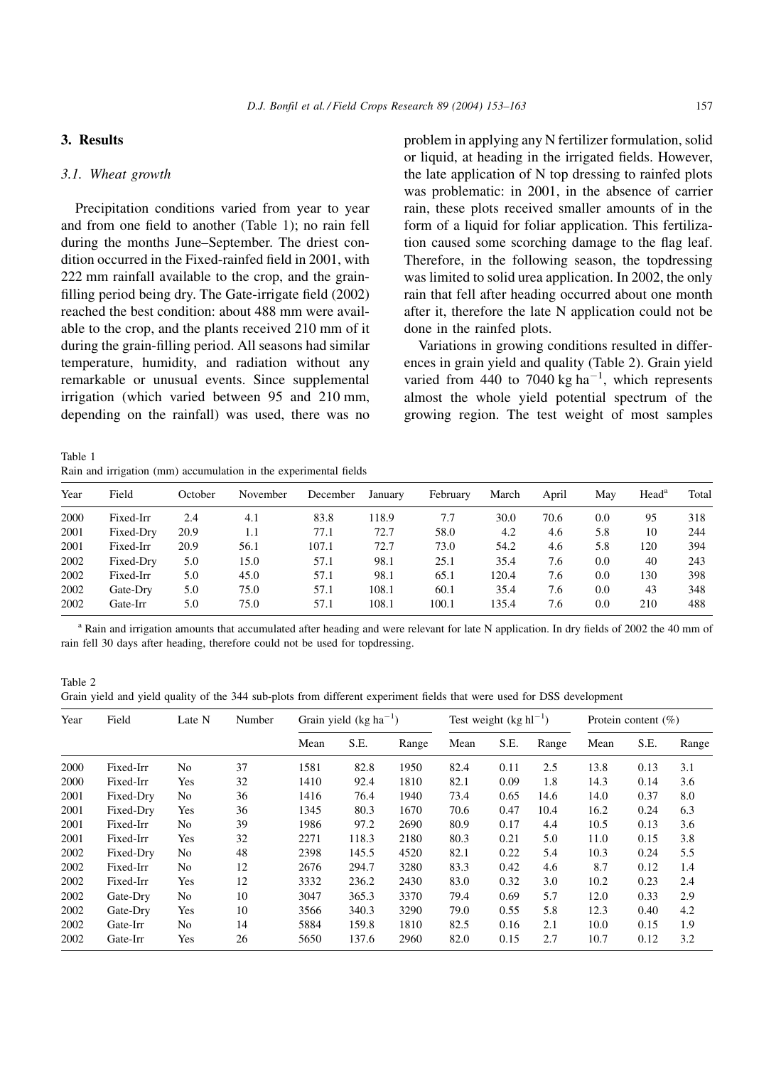## 3. Results

### 3.1. Wheat growth

Precipitation conditions varied from year to year and from one field to another (Table 1); no rain fell during the months June–September. The driest condition occurred in the Fixed-rainfed field in 2001, with 222 mm rainfall available to the crop, and the grain-filling period being dry. The Gate-irrigate field (2002) reached the best condition: about 488 mm were available to the crop, and the plants received 210 mm of it during the grain-filling period. All seasons had similar temperature, humidity, and radiation without any remarkable or unusual events. Since supplemental irrigation (which varied between 95 and 210 mm, depending on the rainfall) was used, there was no problem in applying any N fertilizer formulation, solid or liquid, at heading in the irrigated fields. However, the late application of N top dressing to rainfed plots was problematic: in 2001, in the absence of carrier rain, these plots received smaller amounts of in the form of a liquid for foliar application. This fertilization caused some scorching damage to the flag leaf. Therefore, in the following season, the topdressing was limited to solid urea application. In 2002, the only rain that fell after heading occurred about one month after it, therefore the late N application could not be done in the rainfed plots.

Variations in growing conditions resulted in differences in grain yield and quality (Table 2). Grain yield varied from 440 to 7040 kg ha$^{-1}$, which represents almost the whole yield potential spectrum of the growing region. The test weight of most samples

Table 1
Rain and irrigation (mm) accumulation in the experimental fields

| Year | Field | October | November | December | January | February | March | April | May | Head[a] | Total |
|---|---|---|---|---|---|---|---|---|---|---|---|
| 2000 | Fixed-Irr | 2.4 | 4.1 | 83.8 | 118.9 | 7.7 | 30.0 | 70.6 | 0.0 | 95 | 318 |
| 2001 | Fixed-Dry | 20.9 | 1.1 | 77.1 | 72.7 | 58.0 | 4.2 | 4.6 | 5.8 | 10 | 244 |
| 2001 | Fixed-Irr | 20.9 | 56.1 | 107.1 | 72.7 | 73.0 | 54.2 | 4.6 | 5.8 | 120 | 394 |
| 2002 | Fixed-Dry | 5.0 | 15.0 | 57.1 | 98.1 | 25.1 | 35.4 | 7.6 | 0.0 | 40 | 243 |
| 2002 | Fixed-Irr | 5.0 | 45.0 | 57.1 | 98.1 | 65.1 | 120.4 | 7.6 | 0.0 | 130 | 398 |
| 2002 | Gate-Dry | 5.0 | 75.0 | 57.1 | 108.1 | 60.1 | 35.4 | 7.6 | 0.0 | 43 | 348 |
| 2002 | Gate-Irr | 5.0 | 75.0 | 57.1 | 108.1 | 100.1 | 135.4 | 7.6 | 0.0 | 210 | 488 |

[a] Rain and irrigation amounts that accumulated after heading and were relevant for late N application. In dry fields of 2002 the 40 mm of rain fell 30 days after heading, therefore could not be used for topdressing.

Table 2
Grain yield and yield quality of the 344 sub-plots from different experiment fields that were used for DSS development

| Year | Field | Late N | Number | Grain yield (kg ha$^{-1}$) | | | Test weight (kg hl$^{-1}$) | | | Protein content (%) | | |
|---|---|---|---|---|---|---|---|---|---|---|---|---|
| | | | | Mean | S.E. | Range | Mean | S.E. | Range | Mean | S.E. | Range |
| 2000 | Fixed-Irr | No | 37 | 1581 | 82.8 | 1950 | 82.4 | 0.11 | 2.5 | 13.8 | 0.13 | 3.1 |
| 2000 | Fixed-Irr | Yes | 32 | 1410 | 92.4 | 1810 | 82.1 | 0.09 | 1.8 | 14.3 | 0.14 | 3.6 |
| 2001 | Fixed-Dry | No | 36 | 1416 | 76.4 | 1940 | 73.4 | 0.65 | 14.6 | 14.0 | 0.37 | 8.0 |
| 2001 | Fixed-Dry | Yes | 36 | 1345 | 80.3 | 1670 | 70.6 | 0.47 | 10.4 | 16.2 | 0.24 | 6.3 |
| 2001 | Fixed-Irr | No | 39 | 1986 | 97.2 | 2690 | 80.9 | 0.17 | 4.4 | 10.5 | 0.13 | 3.6 |
| 2001 | Fixed-Irr | Yes | 32 | 2271 | 118.3 | 2180 | 80.3 | 0.21 | 5.0 | 11.0 | 0.15 | 3.8 |
| 2002 | Fixed-Dry | No | 48 | 2398 | 145.5 | 4520 | 82.1 | 0.22 | 5.4 | 10.3 | 0.24 | 5.5 |
| 2002 | Fixed-Irr | No | 12 | 2676 | 294.7 | 3280 | 83.3 | 0.42 | 4.6 | 8.7 | 0.12 | 1.4 |
| 2002 | Fixed-Irr | Yes | 12 | 3332 | 236.2 | 2430 | 83.0 | 0.32 | 3.0 | 10.2 | 0.23 | 2.4 |
| 2002 | Gate-Dry | No | 10 | 3047 | 365.3 | 3370 | 79.4 | 0.69 | 5.7 | 12.0 | 0.33 | 2.9 |
| 2002 | Gate-Dry | Yes | 10 | 3566 | 340.3 | 3290 | 79.0 | 0.55 | 5.8 | 12.3 | 0.40 | 4.2 |
| 2002 | Gate-Irr | No | 14 | 5884 | 159.8 | 1810 | 82.5 | 0.16 | 2.1 | 10.0 | 0.15 | 1.9 |
| 2002 | Gate-Irr | Yes | 26 | 5650 | 137.6 | 2960 | 82.0 | 0.15 | 2.7 | 10.7 | 0.12 | 3.2 |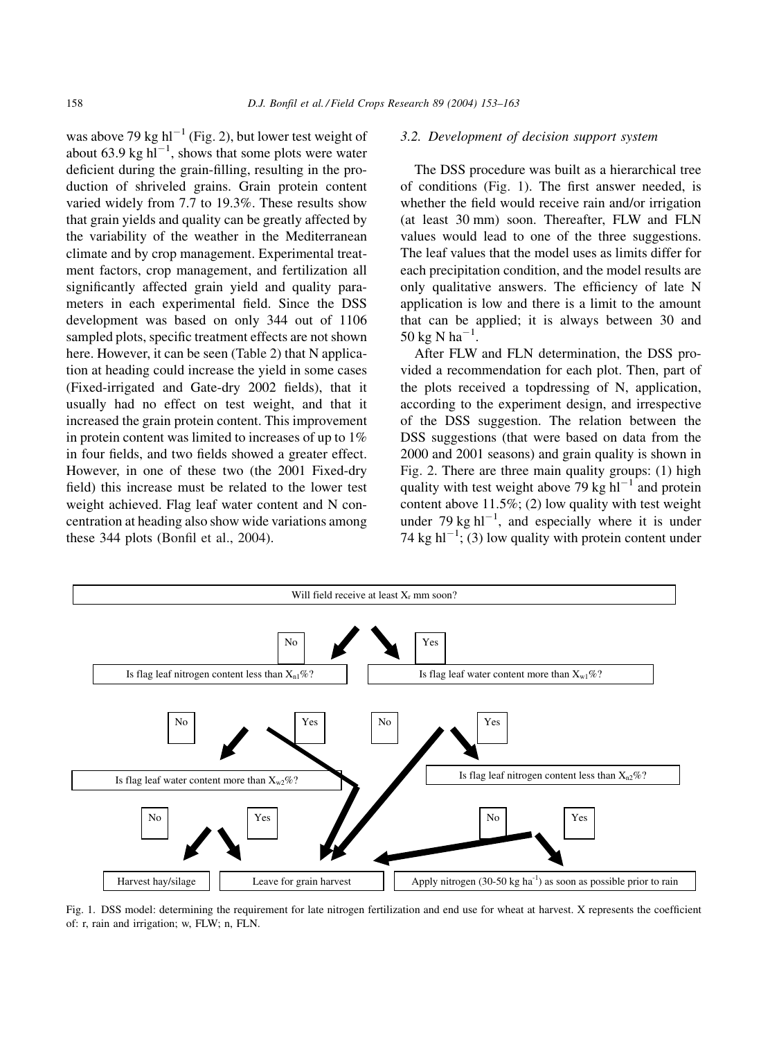was above 79 kg $hl^{-1}$ (Fig. 2), but lower test weight of about 63.9 kg $hl^{-1}$, shows that some plots were water deficient during the grain-filling, resulting in the production of shriveled grains. Grain protein content varied widely from 7.7 to 19.3%. These results show that grain yields and quality can be greatly affected by the variability of the weather in the Mediterranean climate and by crop management. Experimental treatment factors, crop management, and fertilization all significantly affected grain yield and quality parameters in each experimental field. Since the DSS development was based on only 344 out of 1106 sampled plots, specific treatment effects are not shown here. However, it can be seen (Table 2) that N application at heading could increase the yield in some cases (Fixed-irrigated and Gate-dry 2002 fields), that it usually had no effect on test weight, and that it increased the grain protein content. This improvement in protein content was limited to increases of up to 1% in four fields, and two fields showed a greater effect. However, in one of these two (the 2001 Fixed-dry field) this increase must be related to the lower test weight achieved. Flag leaf water content and N concentration at heading also show wide variations among these 344 plots (Bonfil et al., 2004).

### 3.2. Development of decision support system

The DSS procedure was built as a hierarchical tree of conditions (Fig. 1). The first answer needed, is whether the field would receive rain and/or irrigation (at least 30 mm) soon. Thereafter, FLW and FLN values would lead to one of the three suggestions. The leaf values that the model uses as limits differ for each precipitation condition, and the model results are only qualitative answers. The efficiency of late N application is low and there is a limit to the amount that can be applied; it is always between 30 and 50 kg N $ha^{-1}$.

After FLW and FLN determination, the DSS provided a recommendation for each plot. Then, part of the plots received a topdressing of N, application, according to the experiment design, and irrespective of the DSS suggestion. The relation between the DSS suggestions (that were based on data from the 2000 and 2001 seasons) and grain quality is shown in Fig. 2. There are three main quality groups: (1) high quality with test weight above 79 kg $hl^{-1}$ and protein content above 11.5%; (2) low quality with test weight under 79 kg $hl^{-1}$, and especially where it is under 74 kg $hl^{-1}$; (3) low quality with protein content under

Fig. 1. DSS model: determining the requirement for late nitrogen fertilization and end use for wheat at harvest. X represents the coefficient of: r, rain and irrigation; w, FLW; n, FLN.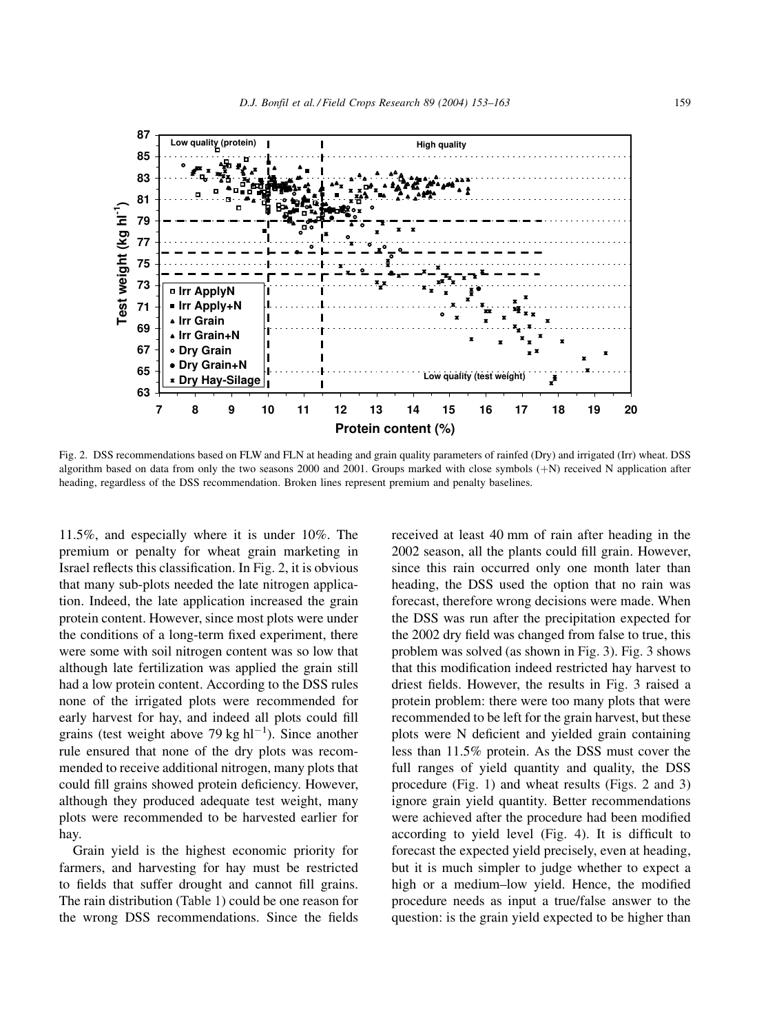Fig. 2. DSS recommendations based on FLW and FLN at heading and grain quality parameters of rainfed (Dry) and irrigated (Irr) wheat. DSS algorithm based on data from only the two seasons 2000 and 2001. Groups marked with close symbols (+N) received N application after heading, regardless of the DSS recommendation. Broken lines represent premium and penalty baselines.

11.5%, and especially where it is under 10%. The premium or penalty for wheat grain marketing in Israel reflects this classification. In Fig. 2, it is obvious that many sub-plots needed the late nitrogen application. Indeed, the late application increased the grain protein content. However, since most plots were under the conditions of a long-term fixed experiment, there were some with soil nitrogen content was so low that although late fertilization was applied the grain still had a low protein content. According to the DSS rules none of the irrigated plots were recommended for early harvest for hay, and indeed all plots could fill grains (test weight above 79 kg $hl^{-1}$). Since another rule ensured that none of the dry plots was recommended to receive additional nitrogen, many plots that could fill grains showed protein deficiency. However, although they produced adequate test weight, many plots were recommended to be harvested earlier for hay.

Grain yield is the highest economic priority for farmers, and harvesting for hay must be restricted to fields that suffer drought and cannot fill grains. The rain distribution (Table 1) could be one reason for the wrong DSS recommendations. Since the fields received at least 40 mm of rain after heading in the 2002 season, all the plants could fill grain. However, since this rain occurred only one month later than heading, the DSS used the option that no rain was forecast, therefore wrong decisions were made. When the DSS was run after the precipitation expected for the 2002 dry field was changed from false to true, this problem was solved (as shown in Fig. 3). Fig. 3 shows that this modification indeed restricted hay harvest to driest fields. However, the results in Fig. 3 raised a protein problem: there were too many plots that were recommended to be left for the grain harvest, but these plots were N deficient and yielded grain containing less than 11.5% protein. As the DSS must cover the full ranges of yield quantity and quality, the DSS procedure (Fig. 1) and wheat results (Figs. 2 and 3) ignore grain yield quantity. Better recommendations were achieved after the procedure had been modified according to yield level (Fig. 4). It is difficult to forecast the expected yield precisely, even at heading, but it is much simpler to judge whether to expect a high or a medium–low yield. Hence, the modified procedure needs as input a true/false answer to the question: is the grain yield expected to be higher than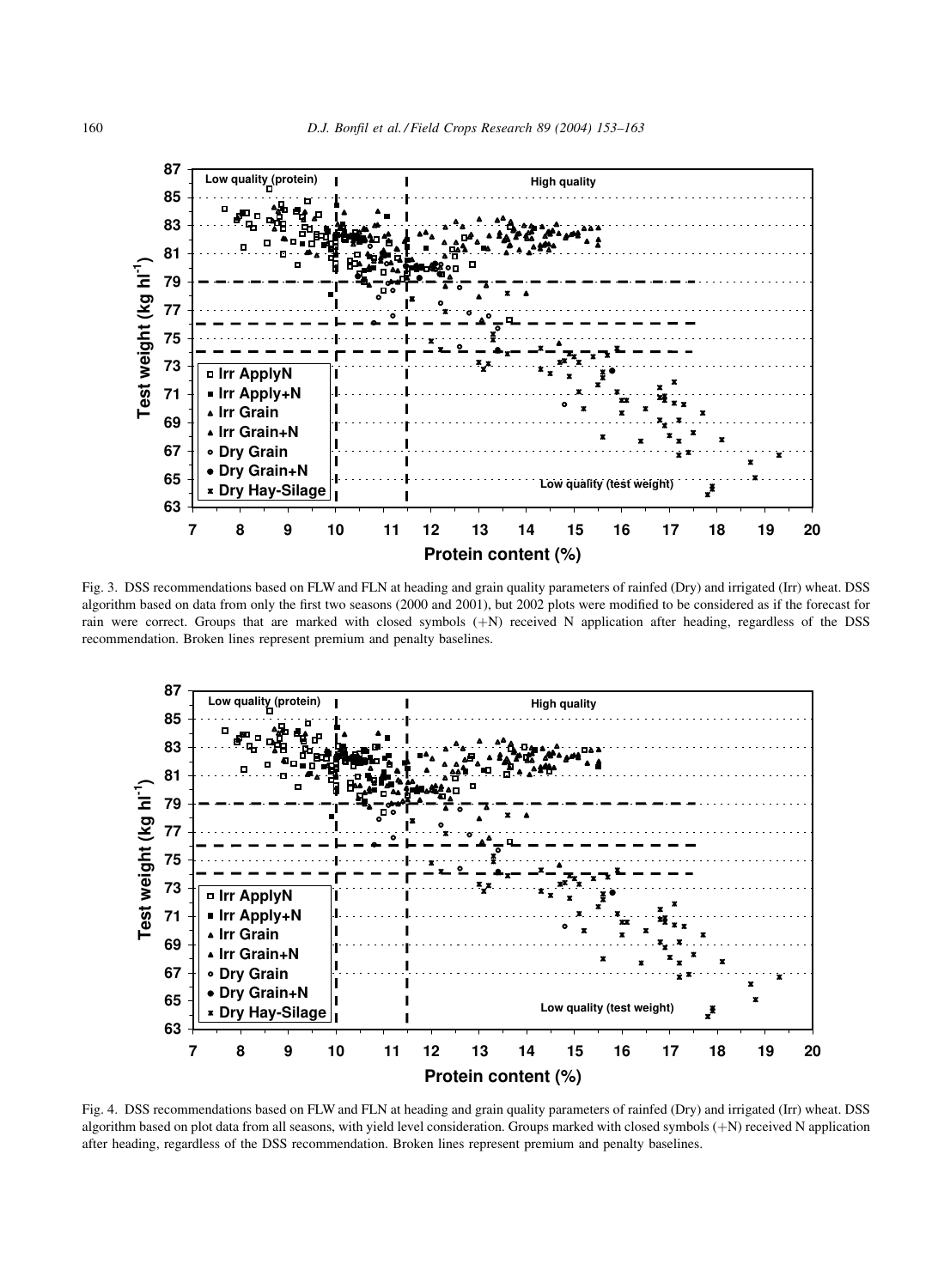Fig. 3. DSS recommendations based on FLW and FLN at heading and grain quality parameters of rainfed (Dry) and irrigated (Irr) wheat. DSS algorithm based on data from only the first two seasons (2000 and 2001), but 2002 plots were modified to be considered as if the forecast for rain were correct. Groups that are marked with closed symbols (+N) received N application after heading, regardless of the DSS recommendation. Broken lines represent premium and penalty baselines.

Fig. 4. DSS recommendations based on FLW and FLN at heading and grain quality parameters of rainfed (Dry) and irrigated (Irr) wheat. DSS algorithm based on plot data from all seasons, with yield level consideration. Groups marked with closed symbols (+N) received N application after heading, regardless of the DSS recommendation. Broken lines represent premium and penalty baselines.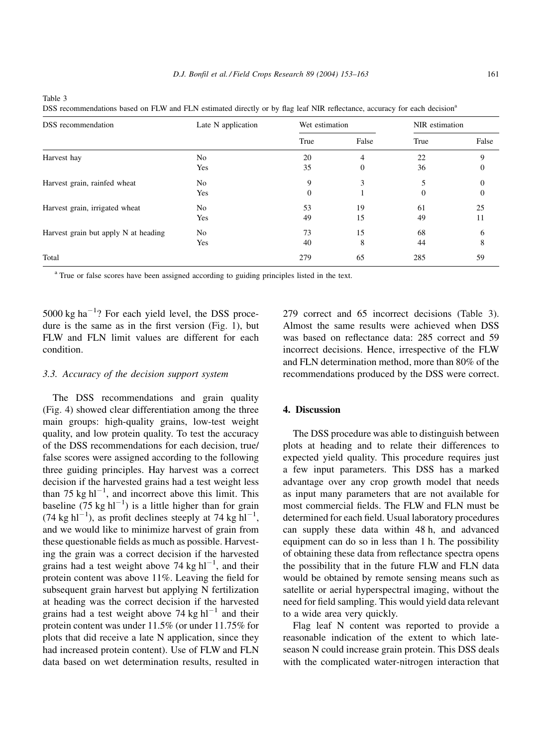Table 3
DSS recommendations based on FLW and FLN estimated directly or by flag leaf NIR reflectance, accuracy for each decision[a]

| DSS recommendation | Late N application | Wet estimation | | NIR estimation | |
|---|---|---|---|---|---|
| | | True | False | True | False |
| Harvest hay | No | 20 | 4 | 22 | 9 |
| | Yes | 35 | 0 | 36 | 0 |
| Harvest grain, rainfed wheat | No | 9 | 3 | 5 | 0 |
| | Yes | 0 | 1 | 0 | 0 |
| Harvest grain, irrigated wheat | No | 53 | 19 | 61 | 25 |
| | Yes | 49 | 15 | 49 | 11 |
| Harvest grain but apply N at heading | No | 73 | 15 | 68 | 6 |
| | Yes | 40 | 8 | 44 | 8 |
| Total | | 279 | 65 | 285 | 59 |

[a] True or false scores have been assigned according to guiding principles listed in the text.

5000 kg $ha^{-1}$? For each yield level, the DSS procedure is the same as in the first version (Fig. 1), but FLW and FLN limit values are different for each condition.

### 3.3. Accuracy of the decision support system

The DSS recommendations and grain quality (Fig. 4) showed clear differentiation among the three main groups: high-quality grains, low-test weight quality, and low protein quality. To test the accuracy of the DSS recommendations for each decision, true/false scores were assigned according to the following three guiding principles. Hay harvest was a correct decision if the harvested grains had a test weight less than 75 kg $hl^{-1}$, and incorrect above this limit. This baseline (75 kg $hl^{-1}$) is a little higher than for grain (74 kg $hl^{-1}$), as profit declines steeply at 74 kg $hl^{-1}$, and we would like to minimize harvest of grain from these questionable fields as much as possible. Harvesting the grain was a correct decision if the harvested grains had a test weight above 74 kg $hl^{-1}$, and their protein content was above 11%. Leaving the field for subsequent grain harvest but applying N fertilization at heading was the correct decision if the harvested grains had a test weight above 74 kg $hl^{-1}$ and their protein content was under 11.5% (or under 11.75% for plots that did receive a late N application, since they had increased protein content). Use of FLW and FLN data based on wet determination results, resulted in 279 correct and 65 incorrect decisions (Table 3). Almost the same results were achieved when DSS was based on reflectance data: 285 correct and 59 incorrect decisions. Hence, irrespective of the FLW and FLN determination method, more than 80% of the recommendations produced by the DSS were correct.

## 4. Discussion

The DSS procedure was able to distinguish between plots at heading and to relate their differences to expected yield quality. This procedure requires just a few input parameters. This DSS has a marked advantage over any crop growth model that needs as input many parameters that are not available for most commercial fields. The FLW and FLN must be determined for each field. Usual laboratory procedures can supply these data within 48 h, and advanced equipment can do so in less than 1 h. The possibility of obtaining these data from reflectance spectra opens the possibility that in the future FLW and FLN data would be obtained by remote sensing means such as satellite or aerial hyperspectral imaging, without the need for field sampling. This would yield data relevant to a wide area very quickly.

Flag leaf N content was reported to provide a reasonable indication of the extent to which late-season N could increase grain protein. This DSS deals with the complicated water-nitrogen interaction that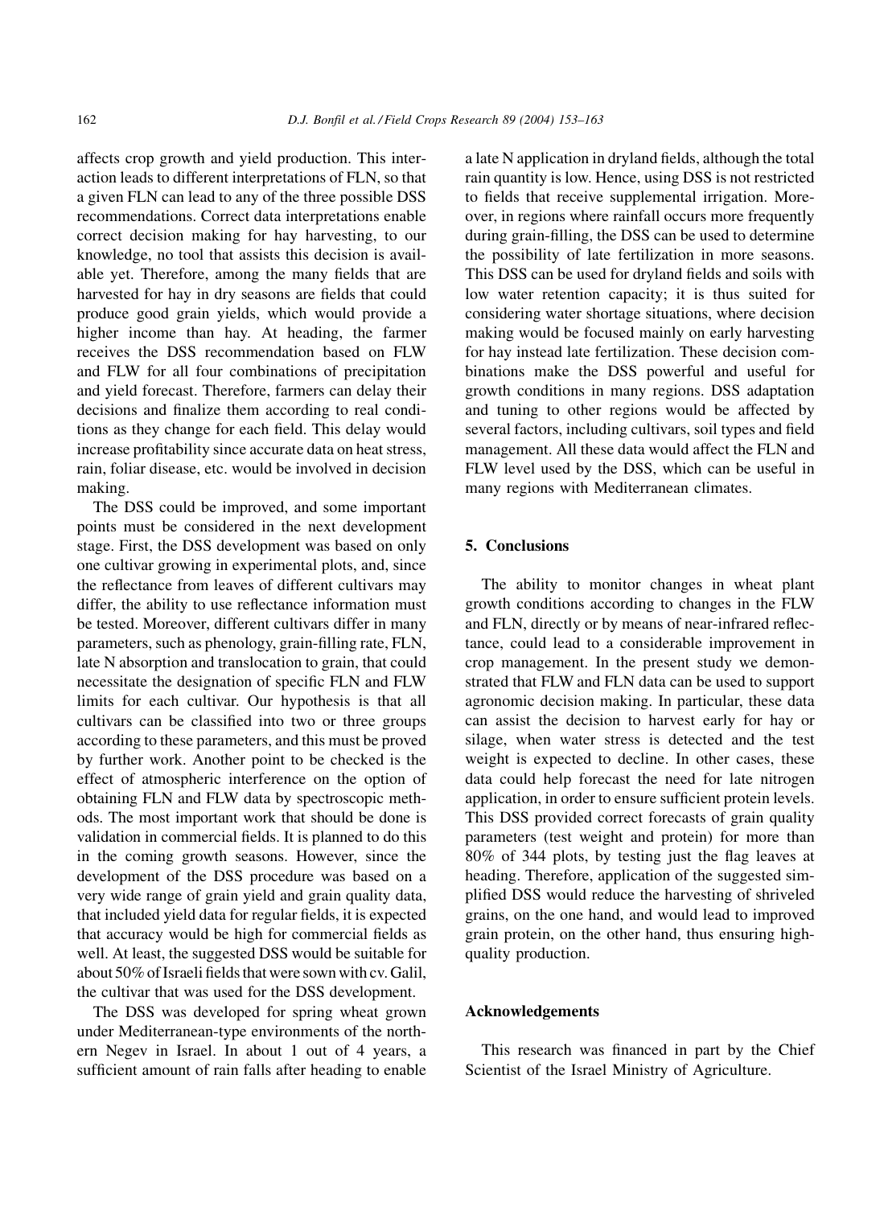affects crop growth and yield production. This interaction leads to different interpretations of FLN, so that a given FLN can lead to any of the three possible DSS recommendations. Correct data interpretations enable correct decision making for hay harvesting, to our knowledge, no tool that assists this decision is available yet. Therefore, among the many fields that are harvested for hay in dry seasons are fields that could produce good grain yields, which would provide a higher income than hay. At heading, the farmer receives the DSS recommendation based on FLW and FLW for all four combinations of precipitation and yield forecast. Therefore, farmers can delay their decisions and finalize them according to real conditions as they change for each field. This delay would increase profitability since accurate data on heat stress, rain, foliar disease, etc. would be involved in decision making.

The DSS could be improved, and some important points must be considered in the next development stage. First, the DSS development was based on only one cultivar growing in experimental plots, and, since the reflectance from leaves of different cultivars may differ, the ability to use reflectance information must be tested. Moreover, different cultivars differ in many parameters, such as phenology, grain-filling rate, FLN, late N absorption and translocation to grain, that could necessitate the designation of specific FLN and FLW limits for each cultivar. Our hypothesis is that all cultivars can be classified into two or three groups according to these parameters, and this must be proved by further work. Another point to be checked is the effect of atmospheric interference on the option of obtaining FLN and FLW data by spectroscopic methods. The most important work that should be done is validation in commercial fields. It is planned to do this in the coming growth seasons. However, since the development of the DSS procedure was based on a very wide range of grain yield and grain quality data, that included yield data for regular fields, it is expected that accuracy would be high for commercial fields as well. At least, the suggested DSS would be suitable for about 50% of Israeli fields that were sown with cv. Galil, the cultivar that was used for the DSS development.

The DSS was developed for spring wheat grown under Mediterranean-type environments of the northern Negev in Israel. In about 1 out of 4 years, a sufficient amount of rain falls after heading to enable a late N application in dryland fields, although the total rain quantity is low. Hence, using DSS is not restricted to fields that receive supplemental irrigation. Moreover, in regions where rainfall occurs more frequently during grain-filling, the DSS can be used to determine the possibility of late fertilization in more seasons. This DSS can be used for dryland fields and soils with low water retention capacity; it is thus suited for considering water shortage situations, where decision making would be focused mainly on early harvesting for hay instead late fertilization. These decision combinations make the DSS powerful and useful for growth conditions in many regions. DSS adaptation and tuning to other regions would be affected by several factors, including cultivars, soil types and field management. All these data would affect the FLN and FLW level used by the DSS, which can be useful in many regions with Mediterranean climates.

## 5. Conclusions

The ability to monitor changes in wheat plant growth conditions according to changes in the FLW and FLN, directly or by means of near-infrared reflectance, could lead to a considerable improvement in crop management. In the present study we demonstrated that FLW and FLN data can be used to support agronomic decision making. In particular, these data can assist the decision to harvest early for hay or silage, when water stress is detected and the test weight is expected to decline. In other cases, these data could help forecast the need for late nitrogen application, in order to ensure sufficient protein levels. This DSS provided correct forecasts of grain quality parameters (test weight and protein) for more than 80% of 344 plots, by testing just the flag leaves at heading. Therefore, application of the suggested simplified DSS would reduce the harvesting of shriveled grains, on the one hand, and would lead to improved grain protein, on the other hand, thus ensuring high-quality production.

## Acknowledgements

This research was financed in part by the Chief Scientist of the Israel Ministry of Agriculture.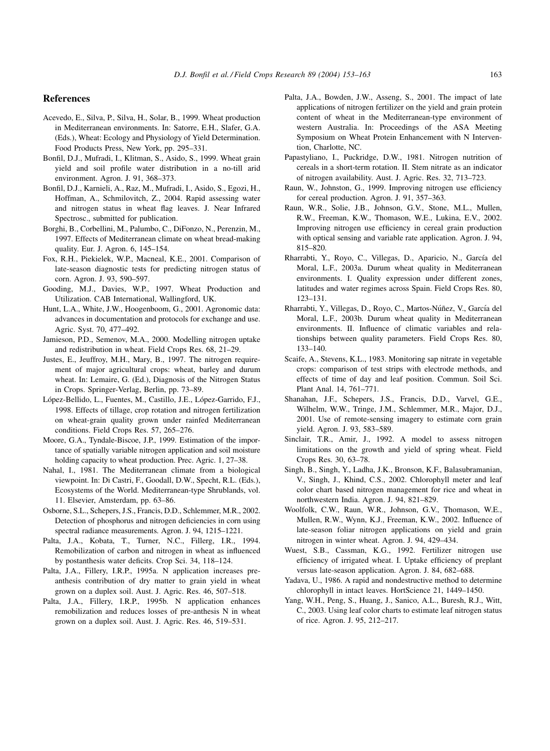## References

Acevedo, E., Silva, P., Silva, H., Solar, B., 1999. Wheat production in Mediterranean environments. In: Satorre, E.H., Slafer, G.A. (Eds.), Wheat: Ecology and Physiology of Yield Determination. Food Products Press, New York, pp. 295–331.

Bonfil, D.J., Mufradi, I., Klitman, S., Asido, S., 1999. Wheat grain yield and soil profile water distribution in a no-till arid environment. Agron. J. 91, 368–373.

Bonfil, D.J., Karnieli, A., Raz, M., Mufradi, I., Asido, S., Egozi, H., Hoffman, A., Schmilovitch, Z., 2004. Rapid assessing water and nitrogen status in wheat flag leaves. J. Near Infrared Spectrosc., submitted for publication.

Borghi, B., Corbellini, M., Palumbo, C., DiFonzo, N., Perenzin, M., 1997. Effects of Mediterranean climate on wheat bread-making quality. Eur. J. Agron. 6, 145–154.

Fox, R.H., Piekielek, W.P., Macneal, K.E., 2001. Comparison of late-season diagnostic tests for predicting nitrogen status of corn. Agron. J. 93, 590–597.

Gooding, M.J., Davies, W.P., 1997. Wheat Production and Utilization. CAB International, Wallingford, UK.

Hunt, L.A., White, J.W., Hoogenboom, G., 2001. Agronomic data: advances in documentation and protocols for exchange and use. Agric. Syst. 70, 477–492.

Jamieson, P.D., Semenov, M.A., 2000. Modelling nitrogen uptake and redistribution in wheat. Field Crops Res. 68, 21–29.

Justes, E., Jeuffroy, M.H., Mary, B., 1997. The nitrogen requirement of major agricultural crops: wheat, barley and durum wheat. In: Lemaire, G. (Ed.), Diagnosis of the Nitrogen Status in Crops. Springer-Verlag, Berlin, pp. 73–89.

López-Bellido, L., Fuentes, M., Castillo, J.E., López-Garrido, F.J., 1998. Effects of tillage, crop rotation and nitrogen fertilization on wheat-grain quality grown under rainfed Mediterranean conditions. Field Crops Res. 57, 265–276.

Moore, G.A., Tyndale-Biscoe, J.P., 1999. Estimation of the importance of spatially variable nitrogen application and soil moisture holding capacity to wheat production. Prec. Agric. 1, 27–38.

Nahal, I., 1981. The Mediterranean climate from a biological viewpoint. In: Di Castri, F., Goodall, D.W., Specht, R.L. (Eds.), Ecosystems of the World. Mediterranean-type Shrublands, vol. 11. Elsevier, Amsterdam, pp. 63–86.

Osborne, S.L., Schepers, J.S., Francis, D.D., Schlemmer, M.R., 2002. Detection of phosphorus and nitrogen deficiencies in corn using spectral radiance measurements. Agron. J. 94, 1215–1221.

Palta, J.A., Kobata, T., Turner, N.C., Fillerg, I.R., 1994. Remobilization of carbon and nitrogen in wheat as influenced by postanthesis water deficits. Crop Sci. 34, 118–124.

Palta, J.A., Fillery, I.R.P., 1995a. N application increases pre-anthesis contribution of dry matter to grain yield in wheat grown on a duplex soil. Aust. J. Agric. Res. 46, 507–518.

Palta, J.A., Fillery, I.R.P., 1995b. N application enhances remobilization and reduces losses of pre-anthesis N in wheat grown on a duplex soil. Aust. J. Agric. Res. 46, 519–531.

Palta, J.A., Bowden, J.W., Asseng, S., 2001. The impact of late applications of nitrogen fertilizer on the yield and grain protein content of wheat in the Mediterranean-type environment of western Australia. In: Proceedings of the ASA Meeting Symposium on Wheat Protein Enhancement with N Intervention, Charlotte, NC.

Papastyliano, I., Puckridge, D.W., 1981. Nitrogen nutrition of cereals in a short-term rotation. II. Stem nitrate as an indicator of nitrogen availability. Aust. J. Agric. Res. 32, 713–723.

Raun, W., Johnston, G., 1999. Improving nitrogen use efficiency for cereal production. Agron. J. 91, 357–363.

Raun, W.R., Solie, J.B., Johnson, G.V., Stone, M.L., Mullen, R.W., Freeman, K.W., Thomason, W.E., Lukina, E.V., 2002. Improving nitrogen use efficiency in cereal grain production with optical sensing and variable rate application. Agron. J. 94, 815–820.

Rharrabti, Y., Royo, C., Villegas, D., Aparicio, N., García del Moral, L.F., 2003a. Durum wheat quality in Mediterranean environments. I. Quality expression under different zones, latitudes and water regimes across Spain. Field Crops Res. 80, 123–131.

Rharrabti, Y., Villegas, D., Royo, C., Martos-Núñez, V., García del Moral, L.F., 2003b. Durum wheat quality in Mediterranean environments. II. Influence of climatic variables and relationships between quality parameters. Field Crops Res. 80, 133–140.

Scaife, A., Stevens, K.L., 1983. Monitoring sap nitrate in vegetable crops: comparison of test strips with electrode methods, and effects of time of day and leaf position. Commun. Soil Sci. Plant Anal. 14, 761–771.

Shanahan, J.F., Schepers, J.S., Francis, D.D., Varvel, G.E., Wilhelm, W.W., Tringe, J.M., Schlemmer, M.R., Major, D.J., 2001. Use of remote-sensing imagery to estimate corn grain yield. Agron. J. 93, 583–589.

Sinclair, T.R., Amir, J., 1992. A model to assess nitrogen limitations on the growth and yield of spring wheat. Field Crops Res. 30, 63–78.

Singh, B., Singh, Y., Ladha, J.K., Bronson, K.F., Balasubramanian, V., Singh, J., Khind, C.S., 2002. Chlorophyll meter and leaf color chart based nitrogen management for rice and wheat in northwestern India. Agron. J. 94, 821–829.

Woolfolk, C.W., Raun, W.R., Johnson, G.V., Thomason, W.E., Mullen, R.W., Wynn, K.J., Freeman, K.W., 2002. Influence of late-season foliar nitrogen applications on yield and grain nitrogen in winter wheat. Agron. J. 94, 429–434.

Wuest, S.B., Cassman, K.G., 1992. Fertilizer nitrogen use efficiency of irrigated wheat. I. Uptake efficiency of preplant versus late-season application. Agron. J. 84, 682–688.

Yadava, U., 1986. A rapid and nondestructive method to determine chlorophyll in intact leaves. HortScience 21, 1449–1450.

Yang, W.H., Peng, S., Huang, J., Sanico, A.L., Buresh, R.J., Witt, C., 2003. Using leaf color charts to estimate leaf nitrogen status of rice. Agron. J. 95, 212–217.